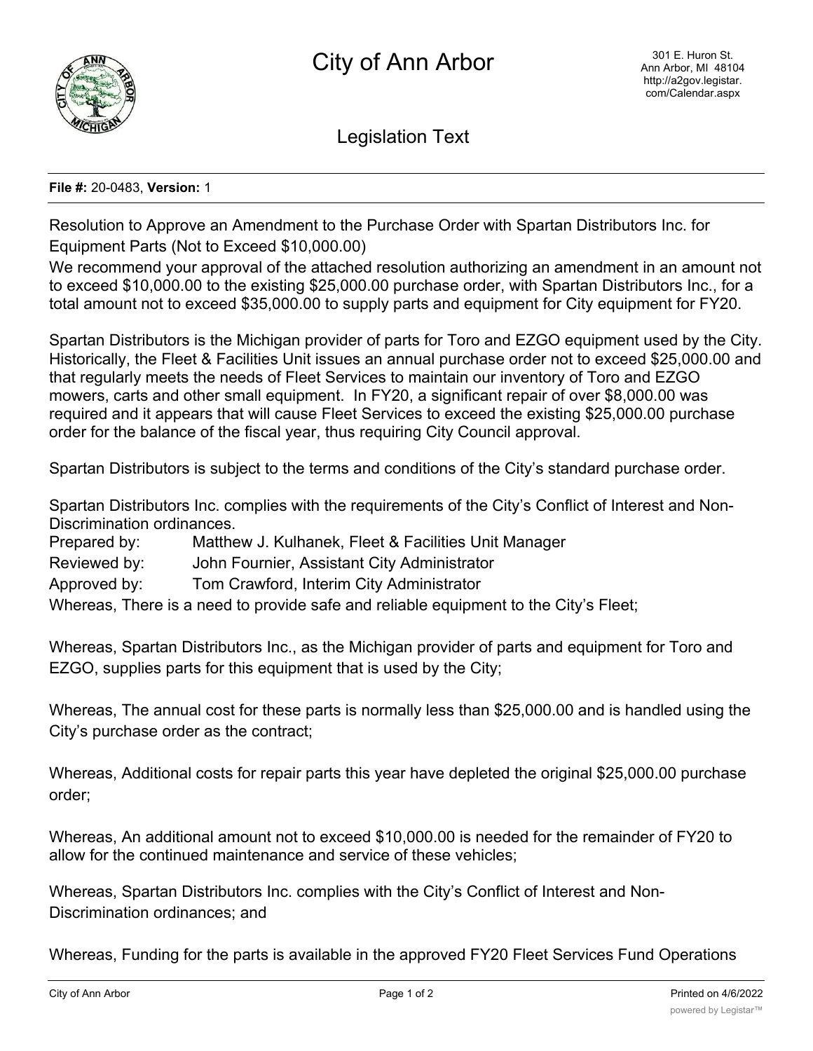# City of Ann Arbor

301 E. Huron St.
Ann Arbor, MI 48104
http://a2gov.legistar.com/Calendar.aspx

## Legislation Text

**File #:** 20-0483, **Version:** 1

Resolution to Approve an Amendment to the Purchase Order with Spartan Distributors Inc. for Equipment Parts (Not to Exceed $10,000.00)

We recommend your approval of the attached resolution authorizing an amendment in an amount not to exceed $10,000.00 to the existing $25,000.00 purchase order, with Spartan Distributors Inc., for a total amount not to exceed $35,000.00 to supply parts and equipment for City equipment for FY20.

Spartan Distributors is the Michigan provider of parts for Toro and EZGO equipment used by the City. Historically, the Fleet & Facilities Unit issues an annual purchase order not to exceed $25,000.00 and that regularly meets the needs of Fleet Services to maintain our inventory of Toro and EZGO mowers, carts and other small equipment. In FY20, a significant repair of over $8,000.00 was required and it appears that will cause Fleet Services to exceed the existing $25,000.00 purchase order for the balance of the fiscal year, thus requiring City Council approval.

Spartan Distributors is subject to the terms and conditions of the City's standard purchase order.

Spartan Distributors Inc. complies with the requirements of the City's Conflict of Interest and Non-Discrimination ordinances.

Prepared by: Matthew J. Kulhanek, Fleet & Facilities Unit Manager
Reviewed by: John Fournier, Assistant City Administrator
Approved by: Tom Crawford, Interim City Administrator

Whereas, There is a need to provide safe and reliable equipment to the City's Fleet;

Whereas, Spartan Distributors Inc., as the Michigan provider of parts and equipment for Toro and EZGO, supplies parts for this equipment that is used by the City;

Whereas, The annual cost for these parts is normally less than $25,000.00 and is handled using the City's purchase order as the contract;

Whereas, Additional costs for repair parts this year have depleted the original $25,000.00 purchase order;

Whereas, An additional amount not to exceed $10,000.00 is needed for the remainder of FY20 to allow for the continued maintenance and service of these vehicles;

Whereas, Spartan Distributors Inc. complies with the City's Conflict of Interest and Non-Discrimination ordinances; and

Whereas, Funding for the parts is available in the approved FY20 Fleet Services Fund Operations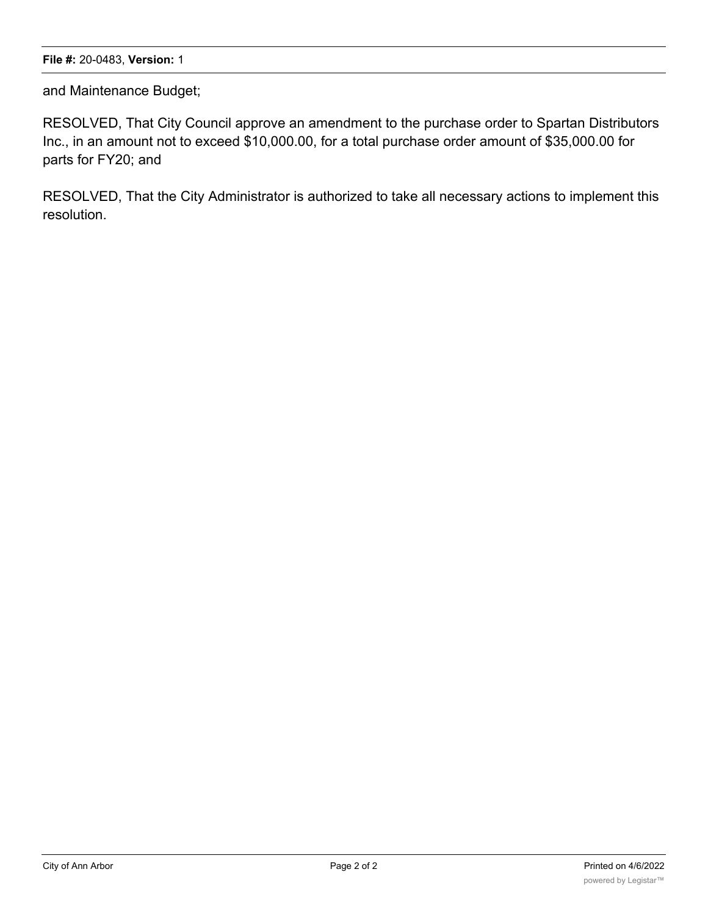and Maintenance Budget;

RESOLVED, That City Council approve an amendment to the purchase order to Spartan Distributors Inc., in an amount not to exceed $10,000.00, for a total purchase order amount of $35,000.00 for parts for FY20; and

RESOLVED, That the City Administrator is authorized to take all necessary actions to implement this resolution.